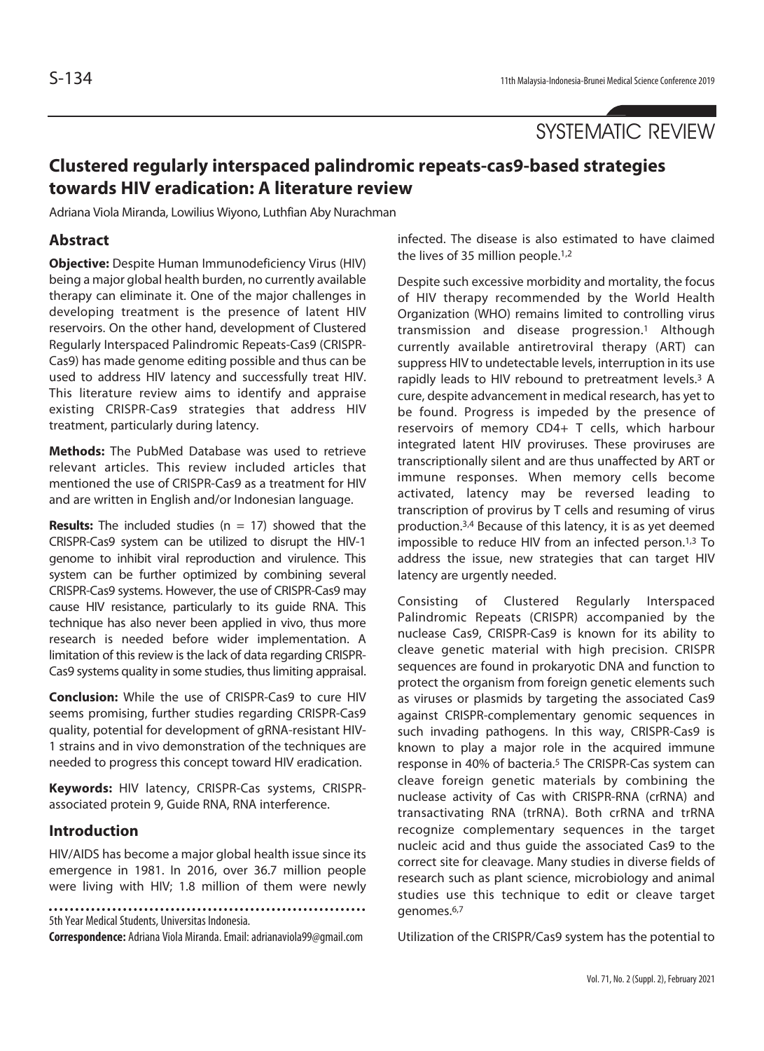SYSTEMATIC REVIEW

# Clustered regularly interspaced palindromic repeats-cas9-based strategies towards HIV eradication: A literature review

Adriana Viola Miranda, Lowilius Wiyono, Luthfian Aby Nurachman

## Abstract

**Objective:** Despite Human Immunodeficiency Virus (HIV) being a major global health burden, no currently available therapy can eliminate it. One of the major challenges in developing treatment is the presence of latent HIV reservoirs. On the other hand, development of Clustered Regularly Interspaced Palindromic Repeats-Cas9 (CRISPR-Cas9) has made genome editing possible and thus can be used to address HIV latency and successfully treat HIV. This literature review aims to identify and appraise existing CRISPR-Cas9 strategies that address HIV treatment, particularly during latency.

**Methods:** The PubMed Database was used to retrieve relevant articles. This review included articles that mentioned the use of CRISPR-Cas9 as a treatment for HIV and are written in English and/or Indonesian language.

**Results:** The included studies (n = 17) showed that the CRISPR-Cas9 system can be utilized to disrupt the HIV-1 genome to inhibit viral reproduction and virulence. This system can be further optimized by combining several CRISPR-Cas9 systems. However, the use of CRISPR-Cas9 may cause HIV resistance, particularly to its guide RNA. This technique has also never been applied in vivo, thus more research is needed before wider implementation. A limitation of this review is the lack of data regarding CRISPR-Cas9 systems quality in some studies, thus limiting appraisal.

**Conclusion:** While the use of CRISPR-Cas9 to cure HIV seems promising, further studies regarding CRISPR-Cas9 quality, potential for development of gRNA-resistant HIV-1 strains and in vivo demonstration of the techniques are needed to progress this concept toward HIV eradication.

**Keywords:** HIV latency, CRISPR-Cas systems, CRISPR-associated protein 9, Guide RNA, RNA interference.

## Introduction

HIV/AIDS has become a major global health issue since its emergence in 1981. In 2016, over 36.7 million people were living with HIV; 1.8 million of them were newly infected. The disease is also estimated to have claimed the lives of 35 million people.[1,2]

Despite such excessive morbidity and mortality, the focus of HIV therapy recommended by the World Health Organization (WHO) remains limited to controlling virus transmission and disease progression.[1] Although currently available antiretroviral therapy (ART) can suppress HIV to undetectable levels, interruption in its use rapidly leads to HIV rebound to pretreatment levels.[3] A cure, despite advancement in medical research, has yet to be found. Progress is impeded by the presence of reservoirs of memory CD4+ T cells, which harbour integrated latent HIV proviruses. These proviruses are transcriptionally silent and are thus unaffected by ART or immune responses. When memory cells become activated, latency may be reversed leading to transcription of provirus by T cells and resuming of virus production.[3,4] Because of this latency, it is as yet deemed impossible to reduce HIV from an infected person.[1,3] To address the issue, new strategies that can target HIV latency are urgently needed.

Consisting of Clustered Regularly Interspaced Palindromic Repeats (CRISPR) accompanied by the nuclease Cas9, CRISPR-Cas9 is known for its ability to cleave genetic material with high precision. CRISPR sequences are found in prokaryotic DNA and function to protect the organism from foreign genetic elements such as viruses or plasmids by targeting the associated Cas9 against CRISPR-complementary genomic sequences in such invading pathogens. In this way, CRISPR-Cas9 is known to play a major role in the acquired immune response in 40% of bacteria.[5] The CRISPR-Cas system can cleave foreign genetic materials by combining the nuclease activity of Cas with CRISPR-RNA (crRNA) and transactivating RNA (trRNA). Both crRNA and trRNA recognize complementary sequences in the target nucleic acid and thus guide the associated Cas9 to the correct site for cleavage. Many studies in diverse fields of research such as plant science, microbiology and animal studies use this technique to edit or cleave target genomes.[6,7]

Utilization of the CRISPR/Cas9 system has the potential to

5th Year Medical Students, Universitas Indonesia.

**Correspondence:** Adriana Viola Miranda. Email: adrianaviola99@gmail.com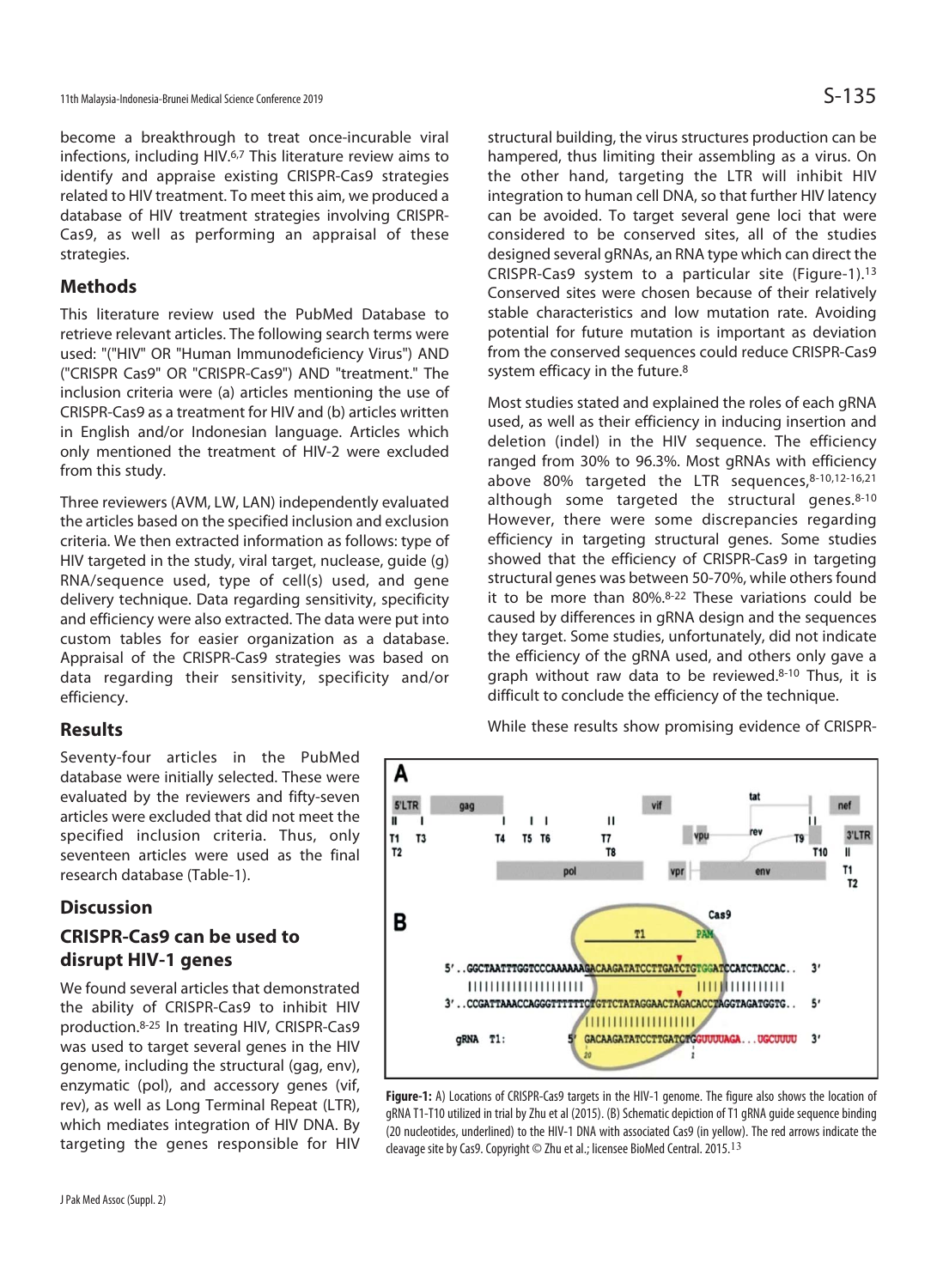become a breakthrough to treat once-incurable viral infections, including HIV.[6,7] This literature review aims to identify and appraise existing CRISPR-Cas9 strategies related to HIV treatment. To meet this aim, we produced a database of HIV treatment strategies involving CRISPR-Cas9, as well as performing an appraisal of these strategies.

## Methods

This literature review used the PubMed Database to retrieve relevant articles. The following search terms were used: "("HIV" OR "Human Immunodeficiency Virus") AND ("CRISPR Cas9" OR "CRISPR-Cas9") AND "treatment." The inclusion criteria were (a) articles mentioning the use of CRISPR-Cas9 as a treatment for HIV and (b) articles written in English and/or Indonesian language. Articles which only mentioned the treatment of HIV-2 were excluded from this study.

Three reviewers (AVM, LW, LAN) independently evaluated the articles based on the specified inclusion and exclusion criteria. We then extracted information as follows: type of HIV targeted in the study, viral target, nuclease, guide (g) RNA/sequence used, type of cell(s) used, and gene delivery technique. Data regarding sensitivity, specificity and efficiency were also extracted. The data were put into custom tables for easier organization as a database. Appraisal of the CRISPR-Cas9 strategies was based on data regarding their sensitivity, specificity and/or efficiency.

## Results

Seventy-four articles in the PubMed database were initially selected. These were evaluated by the reviewers and fifty-seven articles were excluded that did not meet the specified inclusion criteria. Thus, only seventeen articles were used as the final research database (Table-1).

## Discussion

### CRISPR-Cas9 can be used to disrupt HIV-1 genes

We found several articles that demonstrated the ability of CRISPR-Cas9 to inhibit HIV production.[8-25] In treating HIV, CRISPR-Cas9 was used to target several genes in the HIV genome, including the structural (gag, env), enzymatic (pol), and accessory genes (vif, rev), as well as Long Terminal Repeat (LTR), which mediates integration of HIV DNA. By targeting the genes responsible for HIV structural building, the virus structures production can be hampered, thus limiting their assembling as a virus. On the other hand, targeting the LTR will inhibit HIV integration to human cell DNA, so that further HIV latency can be avoided. To target several gene loci that were considered to be conserved sites, all of the studies designed several gRNAs, an RNA type which can direct the CRISPR-Cas9 system to a particular site (Figure-1).[13] Conserved sites were chosen because of their relatively stable characteristics and low mutation rate. Avoiding potential for future mutation is important as deviation from the conserved sequences could reduce CRISPR-Cas9 system efficacy in the future.[8]

Most studies stated and explained the roles of each gRNA used, as well as their efficiency in inducing insertion and deletion (indel) in the HIV sequence. The efficiency ranged from 30% to 96.3%. Most gRNAs with efficiency above 80% targeted the LTR sequences,[8-10,12-16,21] although some targeted the structural genes.[8-10] However, there were some discrepancies regarding efficiency in targeting structural genes. Some studies showed that the efficiency of CRISPR-Cas9 in targeting structural genes was between 50-70%, while others found it to be more than 80%.[8-22] These variations could be caused by differences in gRNA design and the sequences they target. Some studies, unfortunately, did not indicate the efficiency of the gRNA used, and others only gave a graph without raw data to be reviewed.[8-10] Thus, it is difficult to conclude the efficiency of the technique.

While these results show promising evidence of CRISPR-

**Figure-1:** A) Locations of CRISPR-Cas9 targets in the HIV-1 genome. The figure also shows the location of gRNA T1-T10 utilized in trial by Zhu et al (2015). (B) Schematic depiction of T1 gRNA guide sequence binding (20 nucleotides, underlined) to the HIV-1 DNA with associated Cas9 (in yellow). The red arrows indicate the cleavage site by Cas9. Copyright © Zhu et al.; licensee BioMed Central. 2015.[13]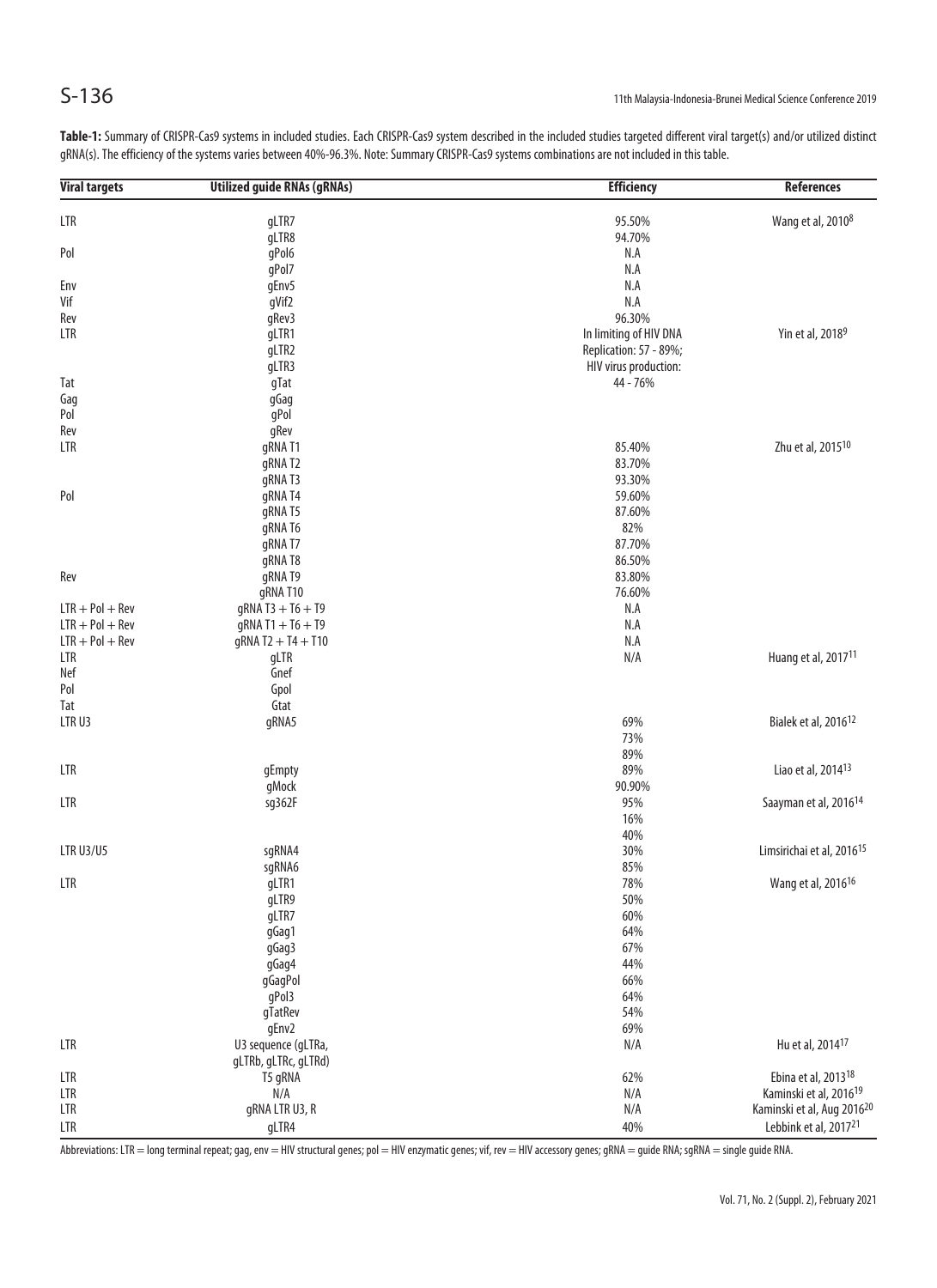**Table-1:** Summary of CRISPR-Cas9 systems in included studies. Each CRISPR-Cas9 system described in the included studies targeted different viral target(s) and/or utilized distinct gRNA(s). The efficiency of the systems varies between 40%-96.3%. Note: Summary CRISPR-Cas9 systems combinations are not included in this table.

| Viral targets | Utilized guide RNAs (gRNAs) | Efficiency | References |
|---|---|---|---|
| LTR | gLTR7 | 95.50% | Wang et al, 2010[8] |
| | gLTR8 | 94.70% | |
| Pol | gPol6 | N.A | |
| | gPol7 | N.A | |
| Env | gEnv5 | N.A | |
| Vif | gVif2 | N.A | |
| Rev | gRev3 | 96.30% | |
| LTR | gLTR1 | In limiting of HIV DNA | Yin et al, 2018[9] |
| | gLTR2 | Replication: 57 - 89%; | |
| | gLTR3 | HIV virus production: | |
| Tat | gTat | 44 - 76% | |
| Gag | gGag | | |
| Pol | gPol | | |
| Rev | gRev | | |
| LTR | gRNA T1 | 85.40% | Zhu et al, 2015[10] |
| | gRNA T2 | 83.70% | |
| | gRNA T3 | 93.30% | |
| Pol | gRNA T4 | 59.60% | |
| | gRNA T5 | 87.60% | |
| | gRNA T6 | 82% | |
| | gRNA T7 | 87.70% | |
| | gRNA T8 | 86.50% | |
| Rev | gRNA T9 | 83.80% | |
| | gRNA T10 | 76.60% | |
| LTR + Pol + Rev | gRNA T3 + T6 + T9 | N.A | |
| LTR + Pol + Rev | gRNA T1 + T6 + T9 | N.A | |
| LTR + Pol + Rev | gRNA T2 + T4 + T10 | N.A | |
| LTR | gLTR | N/A | Huang et al, 2017[11] |
| Nef | Gnef | | |
| Pol | Gpol | | |
| Tat | Gtat | | |
| LTR U3 | gRNA5 | 69% | Bialek et al, 2016[12] |
| | | 73% | |
| | | 89% | |
| LTR | gEmpty | 89% | Liao et al, 2014[13] |
| | gMock | 90.90% | |
| LTR | sg362F | 95% | Saayman et al, 2016[14] |
| | | 16% | |
| | | 40% | |
| LTR U3/U5 | sgRNA4 | 30% | Limsirichai et al, 2016[15] |
| | sgRNA6 | 85% | |
| LTR | gLTR1 | 78% | Wang et al, 2016[16] |
| | gLTR9 | 50% | |
| | gLTR7 | 60% | |
| | gGag1 | 64% | |
| | gGag3 | 67% | |
| | gGag4 | 44% | |
| | gGagPol | 66% | |
| | gPol3 | 64% | |
| | gTatRev | 54% | |
| | gEnv2 | 69% | |
| LTR | U3 sequence (gLTRa, gLTRb, gLTRc, gLTRd) | N/A | Hu et al, 2014[17] |
| LTR | T5 gRNA | 62% | Ebina et al, 2013[18] |
| LTR | N/A | N/A | Kaminski et al, 2016[19] |
| LTR | gRNA LTR U3, R | N/A | Kaminski et al, Aug 2016[20] |
| LTR | gLTR4 | 40% | Lebbink et al, 2017[21] |

Abbreviations: LTR = long terminal repeat; gag, env = HIV structural genes; pol = HIV enzymatic genes; vif, rev = HIV accessory genes; gRNA = guide RNA; sgRNA = single guide RNA.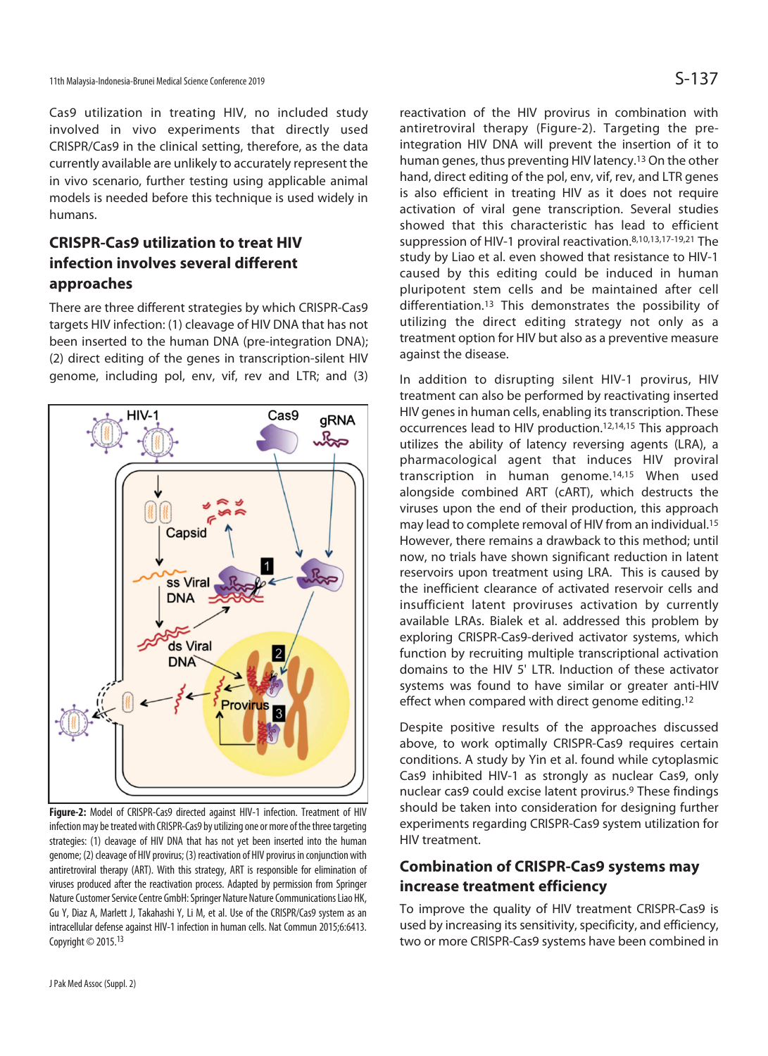Cas9 utilization in treating HIV, no included study involved in vivo experiments that directly used CRISPR/Cas9 in the clinical setting, therefore, as the data currently available are unlikely to accurately represent the in vivo scenario, further testing using applicable animal models is needed before this technique is used widely in humans.

## CRISPR-Cas9 utilization to treat HIV infection involves several different approaches

There are three different strategies by which CRISPR-Cas9 targets HIV infection: (1) cleavage of HIV DNA that has not been inserted to the human DNA (pre-integration DNA); (2) direct editing of the genes in transcription-silent HIV genome, including pol, env, vif, rev and LTR; and (3) reactivation of the HIV provirus in combination with antiretroviral therapy (Figure-2). Targeting the pre-integration HIV DNA will prevent the insertion of it to human genes, thus preventing HIV latency.[13] On the other hand, direct editing of the pol, env, vif, rev, and LTR genes is also efficient in treating HIV as it does not require activation of viral gene transcription. Several studies showed that this characteristic has lead to efficient suppression of HIV-1 proviral reactivation.[8,10,13,17-19,21] The study by Liao et al. even showed that resistance to HIV-1 caused by this editing could be induced in human pluripotent stem cells and be maintained after cell differentiation.[13] This demonstrates the possibility of utilizing the direct editing strategy not only as a treatment option for HIV but also as a preventive measure against the disease.

**Figure-2:** Model of CRISPR-Cas9 directed against HIV-1 infection. Treatment of HIV infection may be treated with CRISPR-Cas9 by utilizing one or more of the three targeting strategies: (1) cleavage of HIV DNA that has not yet been inserted into the human genome; (2) cleavage of HIV provirus; (3) reactivation of HIV provirus in conjunction with antiretroviral therapy (ART). With this strategy, ART is responsible for elimination of viruses produced after the reactivation process. Adapted by permission from Springer Nature Customer Service Centre GmbH: Springer Nature Nature Communications Liao HK, Gu Y, Diaz A, Marlett J, Takahashi Y, Li M, et al. Use of the CRISPR/Cas9 system as an intracellular defense against HIV-1 infection in human cells. Nat Commun 2015;6:6413. Copyright © 2015.[13]

In addition to disrupting silent HIV-1 provirus, HIV treatment can also be performed by reactivating inserted HIV genes in human cells, enabling its transcription. These occurrences lead to HIV production.[12,14,15] This approach utilizes the ability of latency reversing agents (LRA), a pharmacological agent that induces HIV proviral transcription in human genome.[14,15] When used alongside combined ART (cART), which destructs the viruses upon the end of their production, this approach may lead to complete removal of HIV from an individual.[15] However, there remains a drawback to this method; until now, no trials have shown significant reduction in latent reservoirs upon treatment using LRA. This is caused by the inefficient clearance of activated reservoir cells and insufficient latent proviruses activation by currently available LRAs. Bialek et al. addressed this problem by exploring CRISPR-Cas9-derived activator systems, which function by recruiting multiple transcriptional activation domains to the HIV 5' LTR. Induction of these activator systems was found to have similar or greater anti-HIV effect when compared with direct genome editing.[12]

Despite positive results of the approaches discussed above, to work optimally CRISPR-Cas9 requires certain conditions. A study by Yin et al. found while cytoplasmic Cas9 inhibited HIV-1 as strongly as nuclear Cas9, only nuclear cas9 could excise latent provirus.[9] These findings should be taken into consideration for designing further experiments regarding CRISPR-Cas9 system utilization for HIV treatment.

## Combination of CRISPR-Cas9 systems may increase treatment efficiency

To improve the quality of HIV treatment CRISPR-Cas9 is used by increasing its sensitivity, specificity, and efficiency, two or more CRISPR-Cas9 systems have been combined in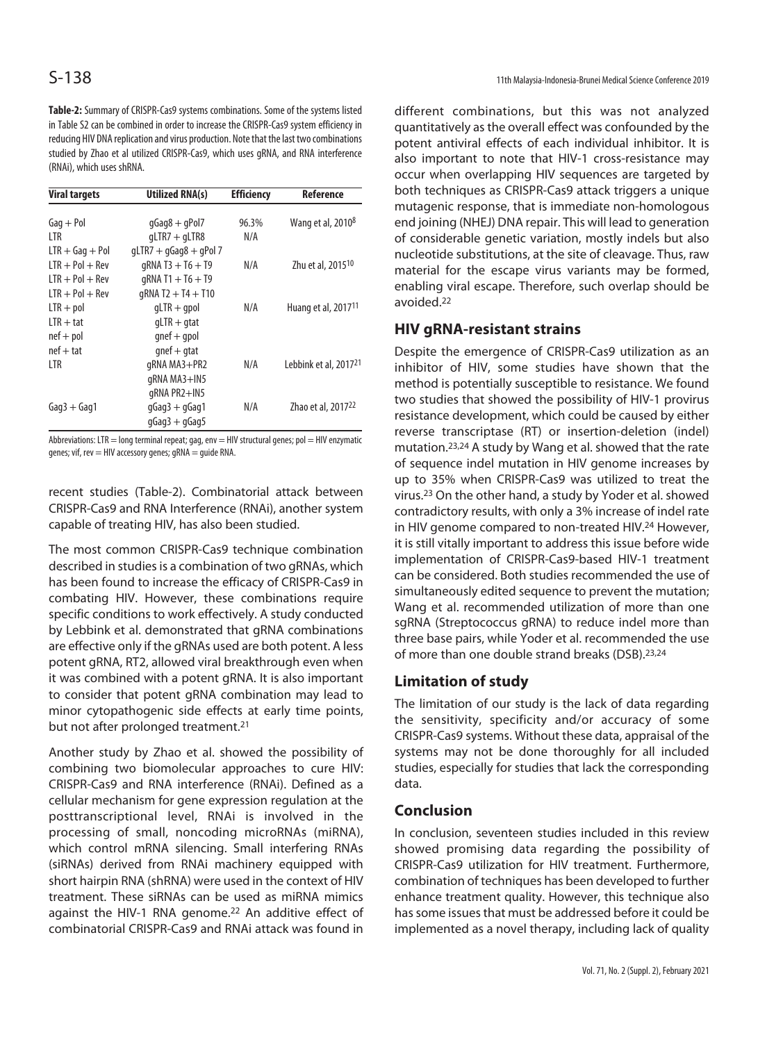**Table-2:** Summary of CRISPR-Cas9 systems combinations. Some of the systems listed in Table S2 can be combined in order to increase the CRISPR-Cas9 system efficiency in reducing HIV DNA replication and virus production. Note that the last two combinations studied by Zhao et al utilized CRISPR-Cas9, which uses gRNA, and RNA interference (RNAi), which uses shRNA.

| Viral targets | Utilized RNA(s) | Efficiency | Reference |
|---|---|---|---|
| Gag + Pol | gGag8 + gPol7 | 96.3% | Wang et al, 2010[8] |
| LTR | gLTR7 + gLTR8 | N/A | |
| LTR + Gag + Pol | gLTR7 + gGag8 + gPol 7 | | |
| LTR + Pol + Rev | gRNA T3 + T6 + T9 | N/A | Zhu et al, 2015[10] |
| LTR + Pol + Rev | gRNA T1 + T6 + T9 | | |
| LTR + Pol + Rev | gRNA T2 + T4 + T10 | | |
| LTR + pol | gLTR + gpol | N/A | Huang et al, 2017[11] |
| LTR + tat | gLTR + gtat | | |
| nef + pol | gnef + gpol | | |
| nef + tat | gnef + gtat | | |
| LTR | gRNA MA3+PR2 | N/A | Lebbink et al, 2017[21] |
| | gRNA MA3+IN5 | | |
| | gRNA PR2+IN5 | | |
| Gag3 + Gag1 | gGag3 + gGag1 | N/A | Zhao et al, 2017[22] |
| | gGag3 + gGag5 | | |

Abbreviations: LTR = long terminal repeat; gag, env = HIV structural genes; pol = HIV enzymatic genes; vif, rev = HIV accessory genes; gRNA = guide RNA.

recent studies (Table-2). Combinatorial attack between CRISPR-Cas9 and RNA Interference (RNAi), another system capable of treating HIV, has also been studied.

The most common CRISPR-Cas9 technique combination described in studies is a combination of two gRNAs, which has been found to increase the efficacy of CRISPR-Cas9 in combating HIV. However, these combinations require specific conditions to work effectively. A study conducted by Lebbink et al. demonstrated that gRNA combinations are effective only if the gRNAs used are both potent. A less potent gRNA, RT2, allowed viral breakthrough even when it was combined with a potent gRNA. It is also important to consider that potent gRNA combination may lead to minor cytopathogenic side effects at early time points, but not after prolonged treatment.[21]

Another study by Zhao et al. showed the possibility of combining two biomolecular approaches to cure HIV: CRISPR-Cas9 and RNA interference (RNAi). Defined as a cellular mechanism for gene expression regulation at the posttranscriptional level, RNAi is involved in the processing of small, noncoding microRNAs (miRNA), which control mRNA silencing. Small interfering RNAs (siRNAs) derived from RNAi machinery equipped with short hairpin RNA (shRNA) were used in the context of HIV treatment. These siRNAs can be used as miRNA mimics against the HIV-1 RNA genome.[22] An additive effect of combinatorial CRISPR-Cas9 and RNAi attack was found in different combinations, but this was not analyzed quantitatively as the overall effect was confounded by the potent antiviral effects of each individual inhibitor. It is also important to note that HIV-1 cross-resistance may occur when overlapping HIV sequences are targeted by both techniques as CRISPR-Cas9 attack triggers a unique mutagenic response, that is immediate non-homologous end joining (NHEJ) DNA repair. This will lead to generation of considerable genetic variation, mostly indels but also nucleotide substitutions, at the site of cleavage. Thus, raw material for the escape virus variants may be formed, enabling viral escape. Therefore, such overlap should be avoided.[22]

## HIV gRNA-resistant strains

Despite the emergence of CRISPR-Cas9 utilization as an inhibitor of HIV, some studies have shown that the method is potentially susceptible to resistance. We found two studies that showed the possibility of HIV-1 provirus resistance development, which could be caused by either reverse transcriptase (RT) or insertion-deletion (indel) mutation.[23,24] A study by Wang et al. showed that the rate of sequence indel mutation in HIV genome increases by up to 35% when CRISPR-Cas9 was utilized to treat the virus.[23] On the other hand, a study by Yoder et al. showed contradictory results, with only a 3% increase of indel rate in HIV genome compared to non-treated HIV.[24] However, it is still vitally important to address this issue before wide implementation of CRISPR-Cas9-based HIV-1 treatment can be considered. Both studies recommended the use of simultaneously edited sequence to prevent the mutation; Wang et al. recommended utilization of more than one sgRNA (Streptococcus gRNA) to reduce indel more than three base pairs, while Yoder et al. recommended the use of more than one double strand breaks (DSB).[23,24]

## Limitation of study

The limitation of our study is the lack of data regarding the sensitivity, specificity and/or accuracy of some CRISPR-Cas9 systems. Without these data, appraisal of the systems may not be done thoroughly for all included studies, especially for studies that lack the corresponding data.

## Conclusion

In conclusion, seventeen studies included in this review showed promising data regarding the possibility of CRISPR-Cas9 utilization for HIV treatment. Furthermore, combination of techniques has been developed to further enhance treatment quality. However, this technique also has some issues that must be addressed before it could be implemented as a novel therapy, including lack of quality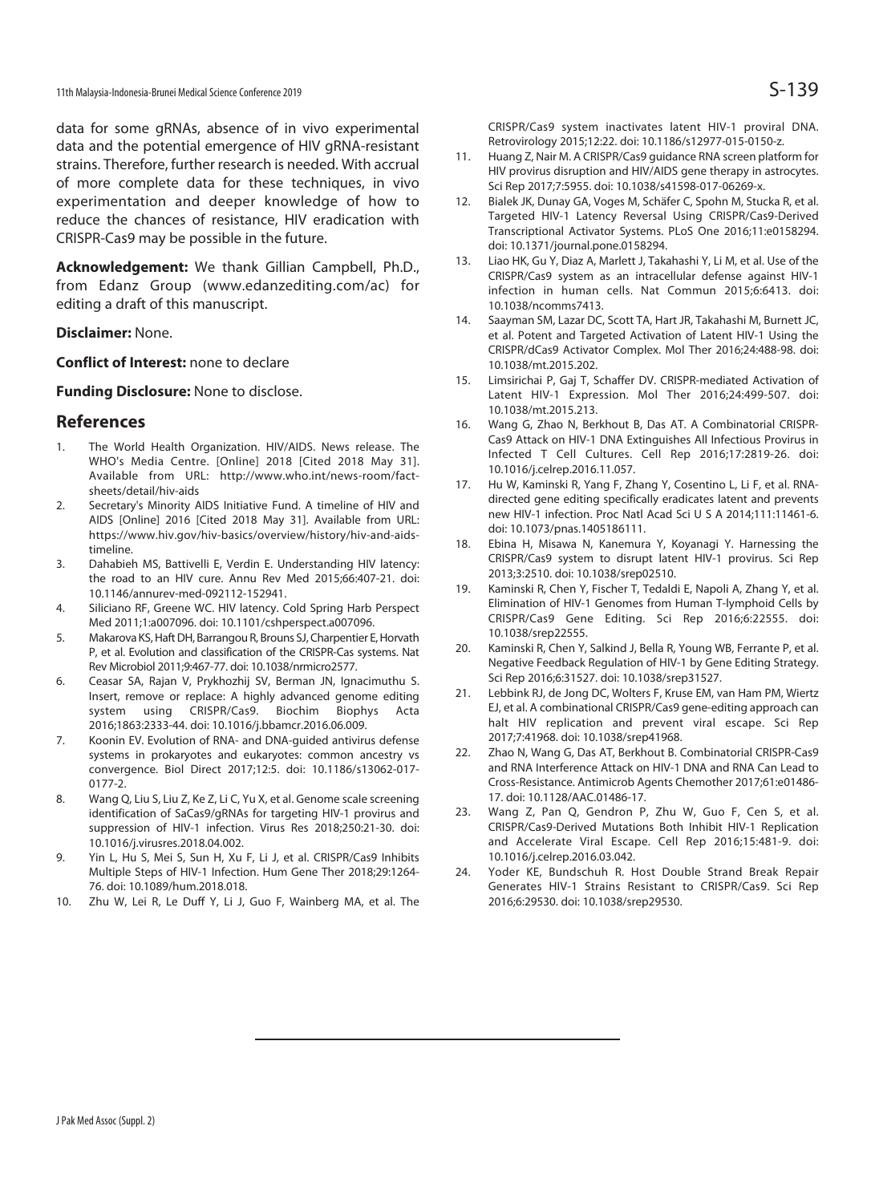data for some gRNAs, absence of in vivo experimental data and the potential emergence of HIV gRNA-resistant strains. Therefore, further research is needed. With accrual of more complete data for these techniques, in vivo experimentation and deeper knowledge of how to reduce the chances of resistance, HIV eradication with CRISPR-Cas9 may be possible in the future.

**Acknowledgement:** We thank Gillian Campbell, Ph.D., from Edanz Group (www.edanzediting.com/ac) for editing a draft of this manuscript.

**Disclaimer:** None.

**Conflict of Interest:** none to declare

**Funding Disclosure:** None to disclose.

## References

1. The World Health Organization. HIV/AIDS. News release. The WHO's Media Centre. [Online] 2018 [Cited 2018 May 31]. Available from URL: http://www.who.int/news-room/fact-sheets/detail/hiv-aids
2. Secretary's Minority AIDS Initiative Fund. A timeline of HIV and AIDS [Online] 2016 [Cited 2018 May 31]. Available from URL: https://www.hiv.gov/hiv-basics/overview/history/hiv-and-aids-timeline.
3. Dahabieh MS, Battivelli E, Verdin E. Understanding HIV latency: the road to an HIV cure. Annu Rev Med 2015;66:407-21. doi: 10.1146/annurev-med-092112-152941.
4. Siliciano RF, Greene WC. HIV latency. Cold Spring Harb Perspect Med 2011;1:a007096. doi: 10.1101/cshperspect.a007096.
5. Makarova KS, Haft DH, Barrangou R, Brouns SJ, Charpentier E, Horvath P, et al. Evolution and classification of the CRISPR-Cas systems. Nat Rev Microbiol 2011;9:467-77. doi: 10.1038/nrmicro2577.
6. Ceasar SA, Rajan V, Prykhozhij SV, Berman JN, Ignacimuthu S. Insert, remove or replace: A highly advanced genome editing system using CRISPR/Cas9. Biochim Biophys Acta 2016;1863:2333-44. doi: 10.1016/j.bbamcr.2016.06.009.
7. Koonin EV. Evolution of RNA- and DNA-guided antivirus defense systems in prokaryotes and eukaryotes: common ancestry vs convergence. Biol Direct 2017;12:5. doi: 10.1186/s13062-017-0177-2.
8. Wang Q, Liu S, Liu Z, Ke Z, Li C, Yu X, et al. Genome scale screening identification of SaCas9/gRNAs for targeting HIV-1 provirus and suppression of HIV-1 infection. Virus Res 2018;250:21-30. doi: 10.1016/j.virusres.2018.04.002.
9. Yin L, Hu S, Mei S, Sun H, Xu F, Li J, et al. CRISPR/Cas9 Inhibits Multiple Steps of HIV-1 Infection. Hum Gene Ther 2018;29:1264-76. doi: 10.1089/hum.2018.018.
10. Zhu W, Lei R, Le Duff Y, Li J, Guo F, Wainberg MA, et al. The CRISPR/Cas9 system inactivates latent HIV-1 proviral DNA. Retrovirology 2015;12:22. doi: 10.1186/s12977-015-0150-z.
11. Huang Z, Nair M. A CRISPR/Cas9 guidance RNA screen platform for HIV provirus disruption and HIV/AIDS gene therapy in astrocytes. Sci Rep 2017;7:5955. doi: 10.1038/s41598-017-06269-x.
12. Bialek JK, Dunay GA, Voges M, Schäfer C, Spohn M, Stucka R, et al. Targeted HIV-1 Latency Reversal Using CRISPR/Cas9-Derived Transcriptional Activator Systems. PLoS One 2016;11:e0158294. doi: 10.1371/journal.pone.0158294.
13. Liao HK, Gu Y, Diaz A, Marlett J, Takahashi Y, Li M, et al. Use of the CRISPR/Cas9 system as an intracellular defense against HIV-1 infection in human cells. Nat Commun 2015;6:6413. doi: 10.1038/ncomms7413.
14. Saayman SM, Lazar DC, Scott TA, Hart JR, Takahashi M, Burnett JC, et al. Potent and Targeted Activation of Latent HIV-1 Using the CRISPR/dCas9 Activator Complex. Mol Ther 2016;24:488-98. doi: 10.1038/mt.2015.202.
15. Limsirichai P, Gaj T, Schaffer DV. CRISPR-mediated Activation of Latent HIV-1 Expression. Mol Ther 2016;24:499-507. doi: 10.1038/mt.2015.213.
16. Wang G, Zhao N, Berkhout B, Das AT. A Combinatorial CRISPR-Cas9 Attack on HIV-1 DNA Extinguishes All Infectious Provirus in Infected T Cell Cultures. Cell Rep 2016;17:2819-26. doi: 10.1016/j.celrep.2016.11.057.
17. Hu W, Kaminski R, Yang F, Zhang Y, Cosentino L, Li F, et al. RNA-directed gene editing specifically eradicates latent and prevents new HIV-1 infection. Proc Natl Acad Sci U S A 2014;111:11461-6. doi: 10.1073/pnas.1405186111.
18. Ebina H, Misawa N, Kanemura Y, Koyanagi Y. Harnessing the CRISPR/Cas9 system to disrupt latent HIV-1 provirus. Sci Rep 2013;3:2510. doi: 10.1038/srep02510.
19. Kaminski R, Chen Y, Fischer T, Tedaldi E, Napoli A, Zhang Y, et al. Elimination of HIV-1 Genomes from Human T-lymphoid Cells by CRISPR/Cas9 Gene Editing. Sci Rep 2016;6:22555. doi: 10.1038/srep22555.
20. Kaminski R, Chen Y, Salkind J, Bella R, Young WB, Ferrante P, et al. Negative Feedback Regulation of HIV-1 by Gene Editing Strategy. Sci Rep 2016;6:31527. doi: 10.1038/srep31527.
21. Lebbink RJ, de Jong DC, Wolters F, Kruse EM, van Ham PM, Wiertz EJ, et al. A combinational CRISPR/Cas9 gene-editing approach can halt HIV replication and prevent viral escape. Sci Rep 2017;7:41968. doi: 10.1038/srep41968.
22. Zhao N, Wang G, Das AT, Berkhout B. Combinatorial CRISPR-Cas9 and RNA Interference Attack on HIV-1 DNA and RNA Can Lead to Cross-Resistance. Antimicrob Agents Chemother 2017;61:e01486-17. doi: 10.1128/AAC.01486-17.
23. Wang Z, Pan Q, Gendron P, Zhu W, Guo F, Cen S, et al. CRISPR/Cas9-Derived Mutations Both Inhibit HIV-1 Replication and Accelerate Viral Escape. Cell Rep 2016;15:481-9. doi: 10.1016/j.celrep.2016.03.042.
24. Yoder KE, Bundschuh R. Host Double Strand Break Repair Generates HIV-1 Strains Resistant to CRISPR/Cas9. Sci Rep 2016;6:29530. doi: 10.1038/srep29530.